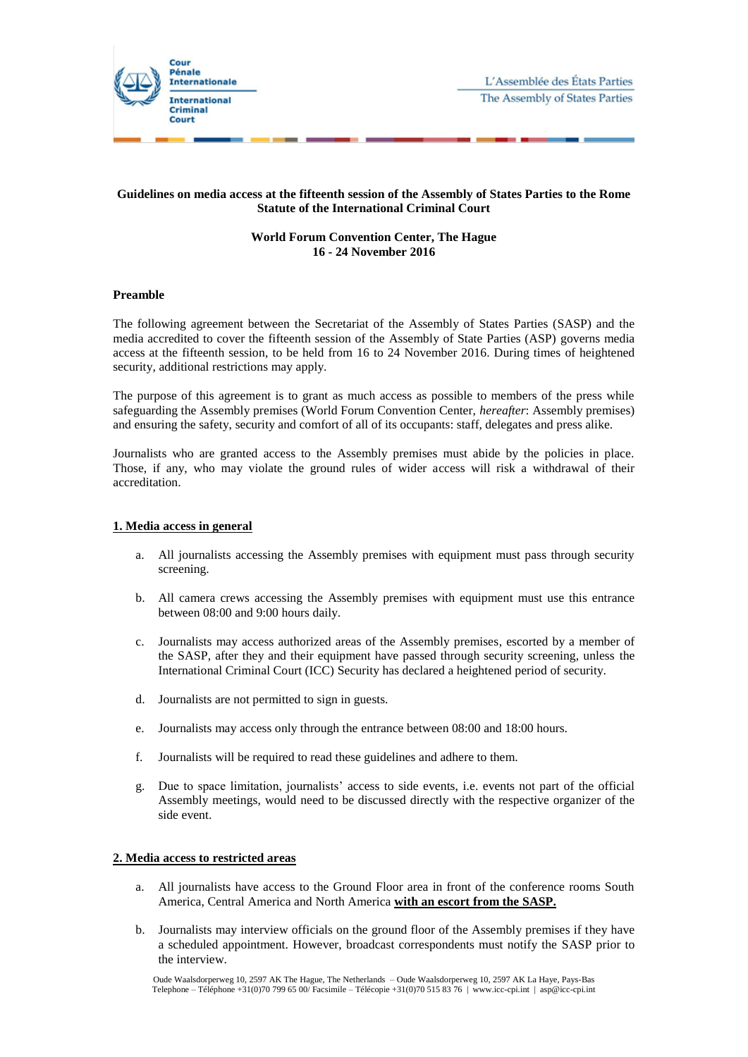Cour Pénale Internationale
International Criminal Court

L'Assemblée des États Parties
The Assembly of States Parties

**Guidelines on media access at the fifteenth session of the Assembly of States Parties to the Rome Statute of the International Criminal Court**

**World Forum Convention Center, The Hague**
**16 - 24 November 2016**

**Preamble**

The following agreement between the Secretariat of the Assembly of States Parties (SASP) and the media accredited to cover the fifteenth session of the Assembly of State Parties (ASP) governs media access at the fifteenth session, to be held from 16 to 24 November 2016. During times of heightened security, additional restrictions may apply.

The purpose of this agreement is to grant as much access as possible to members of the press while safeguarding the Assembly premises (World Forum Convention Center, *hereafter*: Assembly premises) and ensuring the safety, security and comfort of all of its occupants: staff, delegates and press alike.

Journalists who are granted access to the Assembly premises must abide by the policies in place. Those, if any, who may violate the ground rules of wider access will risk a withdrawal of their accreditation.

## 1. Media access in general

a. All journalists accessing the Assembly premises with equipment must pass through security screening.

b. All camera crews accessing the Assembly premises with equipment must use this entrance between 08:00 and 9:00 hours daily.

c. Journalists may access authorized areas of the Assembly premises, escorted by a member of the SASP, after they and their equipment have passed through security screening, unless the International Criminal Court (ICC) Security has declared a heightened period of security.

d. Journalists are not permitted to sign in guests.

e. Journalists may access only through the entrance between 08:00 and 18:00 hours.

f. Journalists will be required to read these guidelines and adhere to them.

g. Due to space limitation, journalists' access to side events, i.e. events not part of the official Assembly meetings, would need to be discussed directly with the respective organizer of the side event.

## 2. Media access to restricted areas

a. All journalists have access to the Ground Floor area in front of the conference rooms South America, Central America and North America **with an escort from the SASP.**

b. Journalists may interview officials on the ground floor of the Assembly premises if they have a scheduled appointment. However, broadcast correspondents must notify the SASP prior to the interview.

Oude Waalsdorperweg 10, 2597 AK The Hague, The Netherlands – Oude Waalsdorperweg 10, 2597 AK La Haye, Pays-Bas
Telephone – Téléphone +31(0)70 799 65 00/ Facsimile – Télécopie +31(0)70 515 83 76 | www.icc-cpi.int | asp@icc-cpi.int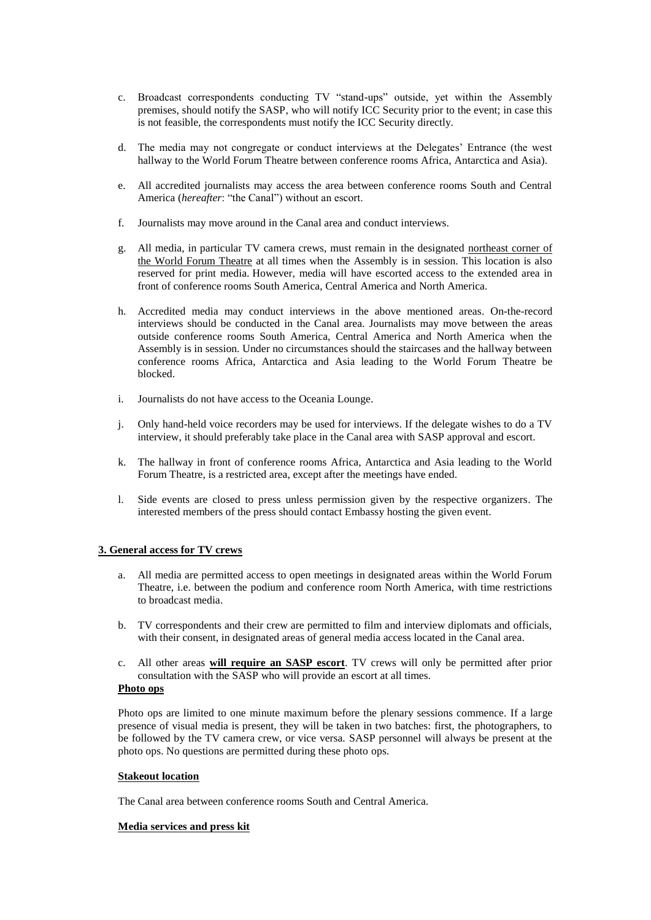c. Broadcast correspondents conducting TV "stand-ups" outside, yet within the Assembly premises, should notify the SASP, who will notify ICC Security prior to the event; in case this is not feasible, the correspondents must notify the ICC Security directly.

d. The media may not congregate or conduct interviews at the Delegates' Entrance (the west hallway to the World Forum Theatre between conference rooms Africa, Antarctica and Asia).

e. All accredited journalists may access the area between conference rooms South and Central America (*hereafter*: "the Canal") without an escort.

f. Journalists may move around in the Canal area and conduct interviews.

g. All media, in particular TV camera crews, must remain in the designated <u>northeast corner of the World Forum Theatre</u> at all times when the Assembly is in session. This location is also reserved for print media. However, media will have escorted access to the extended area in front of conference rooms South America, Central America and North America.

h. Accredited media may conduct interviews in the above mentioned areas. On-the-record interviews should be conducted in the Canal area. Journalists may move between the areas outside conference rooms South America, Central America and North America when the Assembly is in session. Under no circumstances should the staircases and the hallway between conference rooms Africa, Antarctica and Asia leading to the World Forum Theatre be blocked.

i. Journalists do not have access to the Oceania Lounge.

j. Only hand-held voice recorders may be used for interviews. If the delegate wishes to do a TV interview, it should preferably take place in the Canal area with SASP approval and escort.

k. The hallway in front of conference rooms Africa, Antarctica and Asia leading to the World Forum Theatre, is a restricted area, except after the meetings have ended.

l. Side events are closed to press unless permission given by the respective organizers. The interested members of the press should contact Embassy hosting the given event.

### 3. General access for TV crews

a. All media are permitted access to open meetings in designated areas within the World Forum Theatre, i.e. between the podium and conference room North America, with time restrictions to broadcast media.

b. TV correspondents and their crew are permitted to film and interview diplomats and officials, with their consent, in designated areas of general media access located in the Canal area.

c. All other areas **<u>will require an SASP escort</u>**. TV crews will only be permitted after prior consultation with the SASP who will provide an escort at all times.

#### Photo ops

Photo ops are limited to one minute maximum before the plenary sessions commence. If a large presence of visual media is present, they will be taken in two batches: first, the photographers, to be followed by the TV camera crew, or vice versa. SASP personnel will always be present at the photo ops. No questions are permitted during these photo ops.

#### Stakeout location

The Canal area between conference rooms South and Central America.

#### Media services and press kit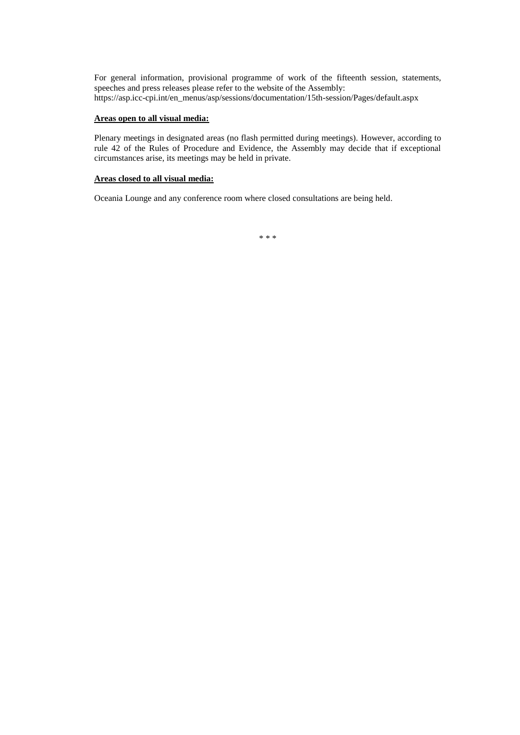For general information, provisional programme of work of the fifteenth session, statements, speeches and press releases please refer to the website of the Assembly:
https://asp.icc-cpi.int/en_menus/asp/sessions/documentation/15th-session/Pages/default.aspx

**Areas open to all visual media:**

Plenary meetings in designated areas (no flash permitted during meetings). However, according to rule 42 of the Rules of Procedure and Evidence, the Assembly may decide that if exceptional circumstances arise, its meetings may be held in private.

**Areas closed to all visual media:**

Oceania Lounge and any conference room where closed consultations are being held.

\* \* \*